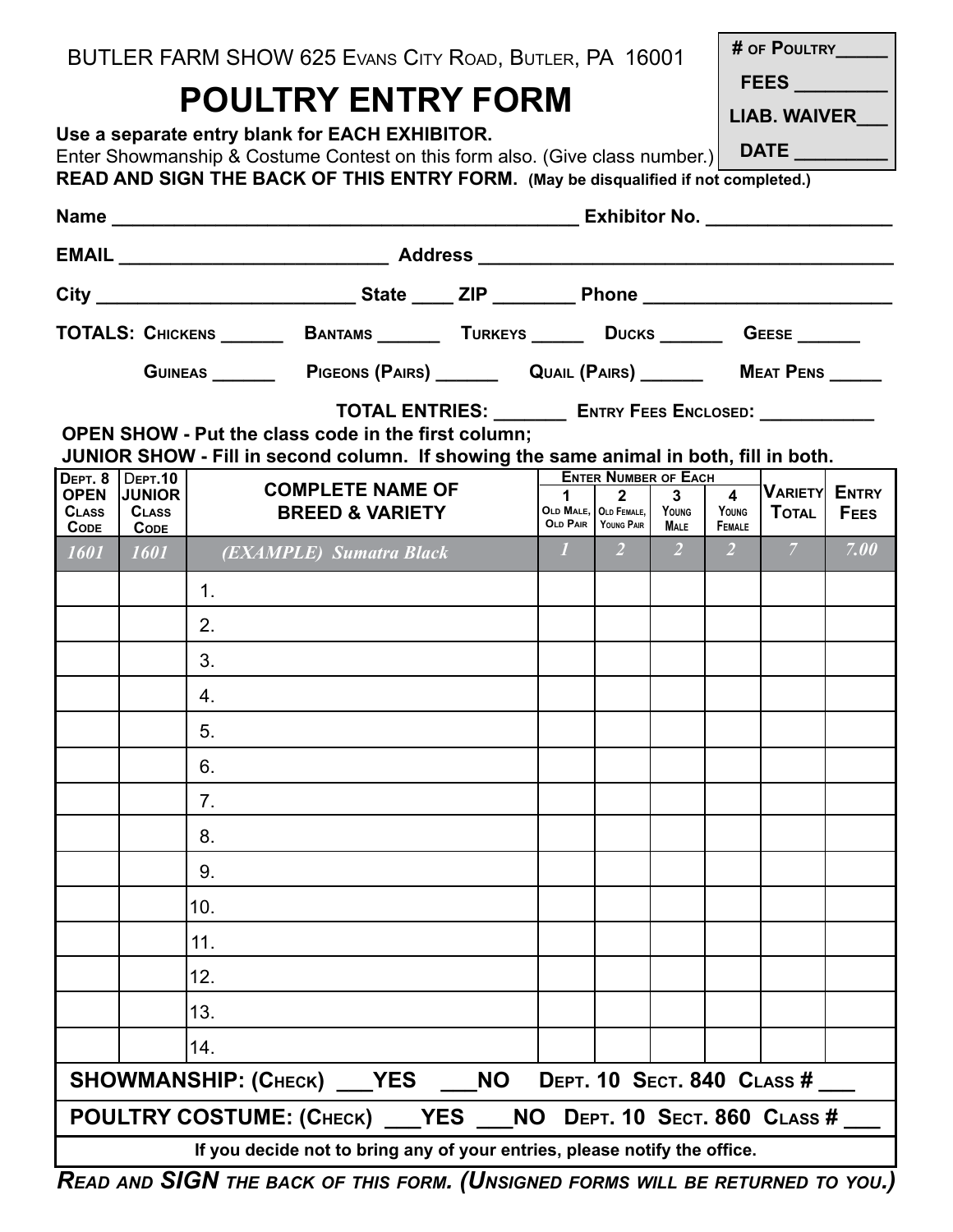BUTLER FARM SHOW 625 Evans City Road, Butler, PA 16001

| # of Poultry_____ |
|---|
| FEES ________ |
| LIAB. WAIVER___ |
| DATE ________ |

# POULTRY ENTRY FORM

**Use a separate entry blank for EACH EXHIBITOR.**

Enter Showmanship & Costume Contest on this form also. (Give class number.)

**READ AND SIGN THE BACK OF THIS ENTRY FORM.** **(May be disqualified if not completed.)**

**Name** ____________________________________________ **Exhibitor No.** _________________

**EMAIL** __________________________ **Address** ________________________________________

**City** _________________________ **State** ____ **ZIP** ________ **Phone** ________________________

**TOTALS:** **Chickens** ______ **Bantams** ______ **Turkeys** _____ **Ducks** ______ **Geese** ______

**Guineas** ______ **Pigeons (Pairs)** ______ **Quail (Pairs)** ______ **Meat Pens** _____

**TOTAL ENTRIES:** _______ **Entry Fees Enclosed:** ___________

**OPEN SHOW - Put the class code in the first column;**
**JUNIOR SHOW - Fill in second column. If showing the same animal in both, fill in both.**

| Dept. 8 OPEN Class Code | Dept.10 JUNIOR Class Code | COMPLETE NAME OF BREED & VARIETY | Enter Number of Each: 1 Old Male, Old Pair | 2 Old Female, Young Pair | 3 Young Male | 4 Young Female | Variety Total | Entry Fees |
|---|---|---|---|---|---|---|---|---|
| *1601* | *1601* | *(EXAMPLE) Sumatra Black* | *1* | *2* | *2* | *2* | *7* | *7.00* |
| | | 1. | | | | | | |
| | | 2. | | | | | | |
| | | 3. | | | | | | |
| | | 4. | | | | | | |
| | | 5. | | | | | | |
| | | 6. | | | | | | |
| | | 7. | | | | | | |
| | | 8. | | | | | | |
| | | 9. | | | | | | |
| | | 10. | | | | | | |
| | | 11. | | | | | | |
| | | 12. | | | | | | |
| | | 13. | | | | | | |
| | | 14. | | | | | | |

**SHOWMANSHIP: (Check) ___YES ___NO Dept. 10 Sect. 840 Class # ___**

**POULTRY COSTUME: (Check) ___YES ___NO Dept. 10 Sect. 860 Class # ___**

**If you decide not to bring any of your entries, please notify the office.**

***Read and SIGN the back of this form. (Unsigned forms will be returned to you.)***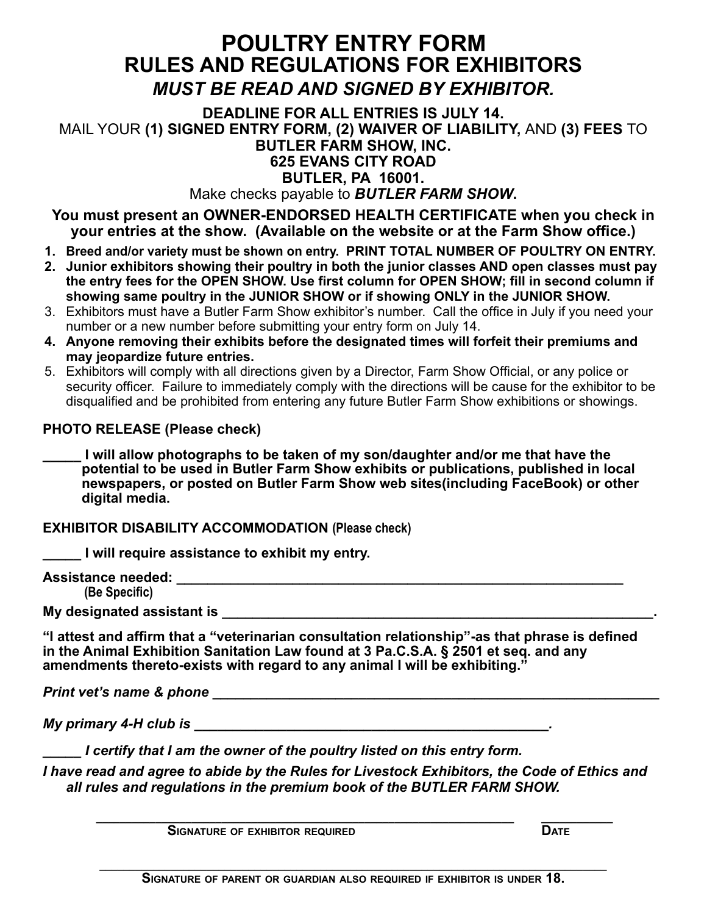# POULTRY ENTRY FORM
## RULES AND REGULATIONS FOR EXHIBITORS
### *MUST BE READ AND SIGNED BY EXHIBITOR.*

**DEADLINE FOR ALL ENTRIES IS JULY 14.**
MAIL YOUR **(1) SIGNED ENTRY FORM, (2) WAIVER OF LIABILITY,** AND **(3) FEES** TO
**BUTLER FARM SHOW, INC.**
**625 EVANS CITY ROAD**
**BUTLER, PA 16001.**
Make checks payable to ***BUTLER FARM SHOW*.**

**You must present an OWNER-ENDORSED HEALTH CERTIFICATE when you check in your entries at the show. (Available on the website or at the Farm Show office.)**

1. **Breed and/or variety must be shown on entry. PRINT TOTAL NUMBER OF POULTRY ON ENTRY.**
2. **Junior exhibitors showing their poultry in both the junior classes AND open classes must pay the entry fees for the OPEN SHOW. Use first column for OPEN SHOW; fill in second column if showing same poultry in the JUNIOR SHOW or if showing ONLY in the JUNIOR SHOW.**
3. Exhibitors must have a Butler Farm Show exhibitor's number. Call the office in July if you need your number or a new number before submitting your entry form on July 14.
4. **Anyone removing their exhibits before the designated times will forfeit their premiums and may jeopardize future entries.**
5. Exhibitors will comply with all directions given by a Director, Farm Show Official, or any police or security officer. Failure to immediately comply with the directions will be cause for the exhibitor to be disqualified and be prohibited from entering any future Butler Farm Show exhibitions or showings.

**PHOTO RELEASE (Please check)**

**_____ I will allow photographs to be taken of my son/daughter and/or me that have the potential to be used in Butler Farm Show exhibits or publications, published in local newspapers, or posted on Butler Farm Show web sites(including FaceBook) or other digital media.**

**EXHIBITOR DISABILITY ACCOMMODATION (Please check)**

**_____ I will require assistance to exhibit my entry.**

**Assistance needed: ______________________________________________________________**
**(Be Specific)**

**My designated assistant is ______________________________________________________________.**

**"I attest and affirm that a "veterinarian consultation relationship"-as that phrase is defined in the Animal Exhibition Sanitation Law found at 3 Pa.C.S.A. § 2501 et seq. and any amendments thereto-exists with regard to any animal I will be exhibiting."**

***Print vet's name & phone ______________________________________________________________***

***My primary 4-H club is ______________________________________________.***

***_____ I certify that I am the owner of the poultry listed on this entry form.***

***I have read and agree to abide by the Rules for Livestock Exhibitors, the Code of Ethics and all rules and regulations in the premium book of the BUTLER FARM SHOW.***

______________________________________________________ __________
**SIGNATURE OF EXHIBITOR REQUIRED** **DATE**

______________________________________________________________
**SIGNATURE OF PARENT OR GUARDIAN ALSO REQUIRED IF EXHIBITOR IS UNDER 18.**